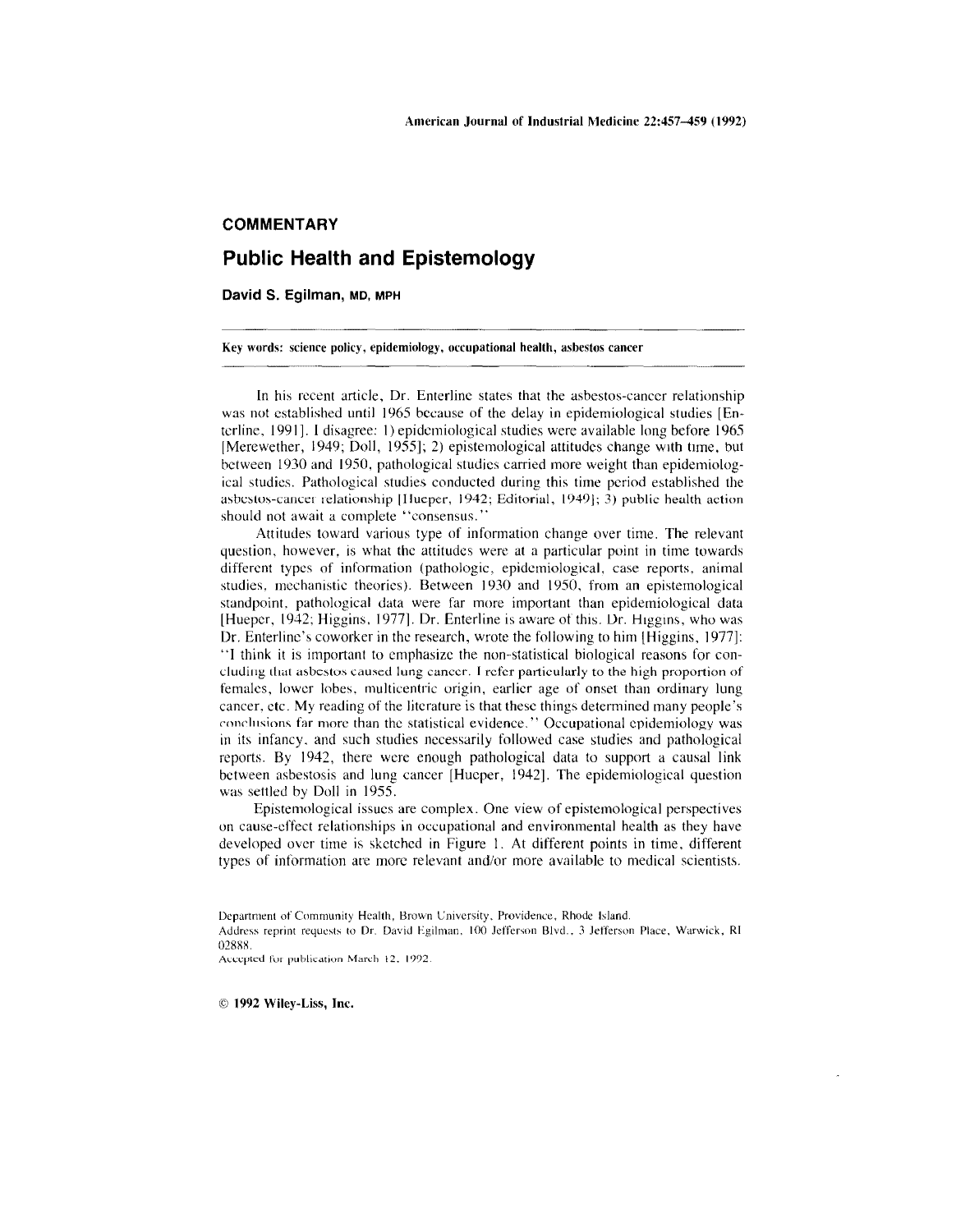## COMMENTARY

# Public Health and Epistemology

**David S. Egilman, MD, MPH**

**Key words: science policy, epidemiology, occupational health, asbestos cancer**

In his recent article, Dr. Enterline states that the asbestos-cancer relationship was not established until 1965 because of the delay in epidemiological studies [Enterline, 1991]. I disagree: 1) epidemiological studies were available long before 1965 [Merewether, 1949; Doll, 1955]; 2) epistemological attitudes change with time, but between 1930 and 1950, pathological studies carried more weight than epidemiological studies. Pathological studies conducted during this time period established the asbestos-cancer relationship [Hueper, 1942; Editorial, 1949]; 3) public health action should not await a complete "consensus."

Attitudes toward various type of information change over time. The relevant question, however, is what the attitudes were at a particular point in time towards different types of information (pathologic, epidemiological, case reports, animal studies, mechanistic theories). Between 1930 and 1950, from an epistemological standpoint, pathological data were far more important than epidemiological data [Hueper, 1942; Higgins, 1977]. Dr. Enterline is aware of this. Dr. Higgins, who was Dr. Enterline's coworker in the research, wrote the following to him [Higgins, 1977]: "I think it is important to emphasize the non-statistical biological reasons for concluding that asbestos caused lung cancer. I refer particularly to the high proportion of females, lower lobes, multicentric origin, earlier age of onset than ordinary lung cancer, etc. My reading of the literature is that these things determined many people's conclusions far more than the statistical evidence." Occupational epidemiology was in its infancy, and such studies necessarily followed case studies and pathological reports. By 1942, there were enough pathological data to support a causal link between asbestosis and lung cancer [Hueper, 1942]. The epidemiological question was settled by Doll in 1955.

Epistemological issues are complex. One view of epistemological perspectives on cause-effect relationships in occupational and environmental health as they have developed over time is sketched in Figure 1. At different points in time, different types of information are more relevant and/or more available to medical scientists.

Department of Community Health, Brown University, Providence, Rhode Island.

Address reprint requests to Dr. David Egilman, 100 Jefferson Blvd., 3 Jefferson Place, Warwick, RI 02888.

Accepted for publication March 12, 1992.

© 1992 Wiley-Liss, Inc.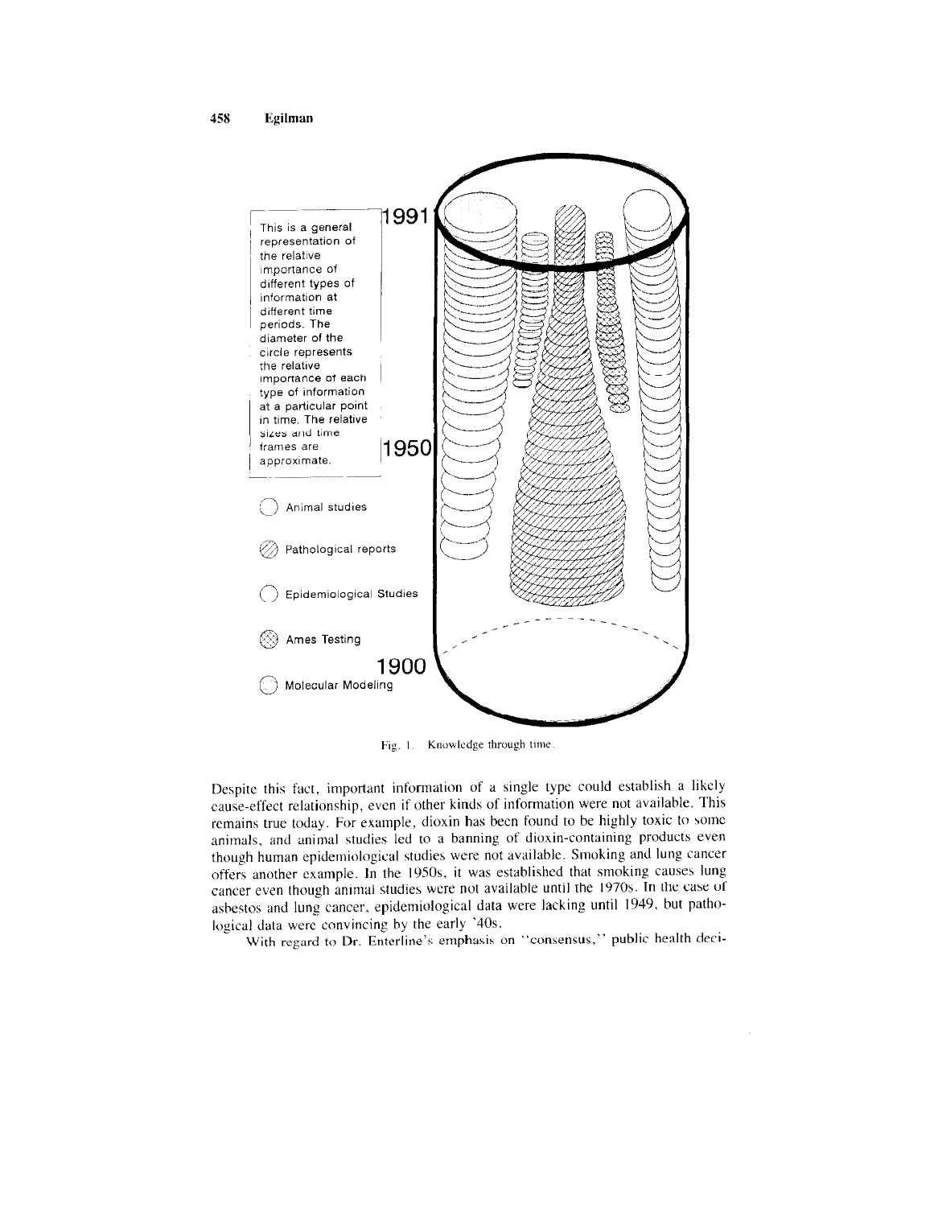This is a general representation of the relative importance of different types of information at different time periods. The diameter of the circle represents the relative importance of each type of information at a particular point in time. The relative sizes and time frames are approximate.

- Animal studies
- Pathological reports
- Epidemiological Studies
- Ames Testing
- Molecular Modeling

1900 · 1950 · 1991

Fig. 1. Knowledge through time.

Despite this fact, important information of a single type could establish a likely cause-effect relationship, even if other kinds of information were not available. This remains true today. For example, dioxin has been found to be highly toxic to some animals, and animal studies led to a banning of dioxin-containing products even though human epidemiological studies were not available. Smoking and lung cancer offers another example. In the 1950s, it was established that smoking causes lung cancer even though animal studies were not available until the 1970s. In the case of asbestos and lung cancer, epidemiological data were lacking until 1949, but pathological data were convincing by the early '40s.

With regard to Dr. Enterline's emphasis on "consensus," public health deci-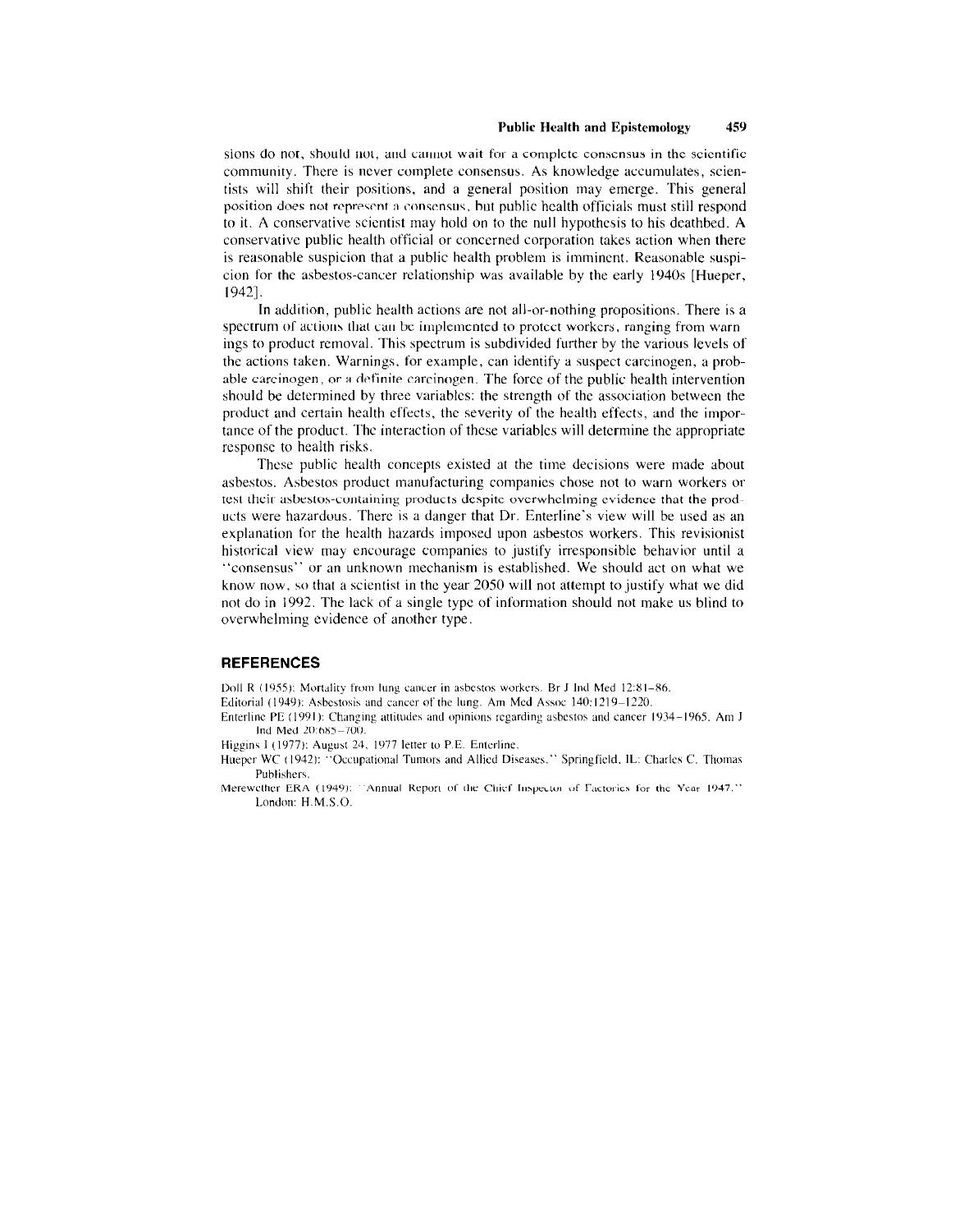sions do not, should not, and cannot wait for a complete consensus in the scientific community. There is never complete consensus. As knowledge accumulates, scientists will shift their positions, and a general position may emerge. This general position does not represent a consensus, but public health officials must still respond to it. A conservative scientist may hold on to the null hypothesis to his deathbed. A conservative public health official or concerned corporation takes action when there is reasonable suspicion that a public health problem is imminent. Reasonable suspicion for the asbestos-cancer relationship was available by the early 1940s [Hueper, 1942].

In addition, public health actions are not all-or-nothing propositions. There is a spectrum of actions that can be implemented to protect workers, ranging from warnings to product removal. This spectrum is subdivided further by the various levels of the actions taken. Warnings, for example, can identify a suspect carcinogen, a probable carcinogen, or a definite carcinogen. The force of the public health intervention should be determined by three variables: the strength of the association between the product and certain health effects, the severity of the health effects, and the importance of the product. The interaction of these variables will determine the appropriate response to health risks.

These public health concepts existed at the time decisions were made about asbestos. Asbestos product manufacturing companies chose not to warn workers or test their asbestos-containing products despite overwhelming evidence that the products were hazardous. There is a danger that Dr. Enterline's view will be used as an explanation for the health hazards imposed upon asbestos workers. This revisionist historical view may encourage companies to justify irresponsible behavior until a "consensus" or an unknown mechanism is established. We should act on what we know now, so that a scientist in the year 2050 will not attempt to justify what we did not do in 1992. The lack of a single type of information should not make us blind to overwhelming evidence of another type.

## REFERENCES

Doll R (1955): Mortality from lung cancer in asbestos workers. Br J Ind Med 12:81–86.

Editorial (1949): Asbestosis and cancer of the lung. Am Med Assoc 140:1219–1220.

Enterline PE (1991): Changing attitudes and opinions regarding asbestos and cancer 1934–1965. Am J Ind Med 20:685–700.

Higgins I (1977): August 24, 1977 letter to P.E. Enterline.

Hueper WC (1942): "Occupational Tumors and Allied Diseases." Springfield, IL: Charles C. Thomas Publishers.

Merewether ERA (1949): "Annual Report of the Chief Inspector of Factories for the Year 1947." London: H.M.S.O.